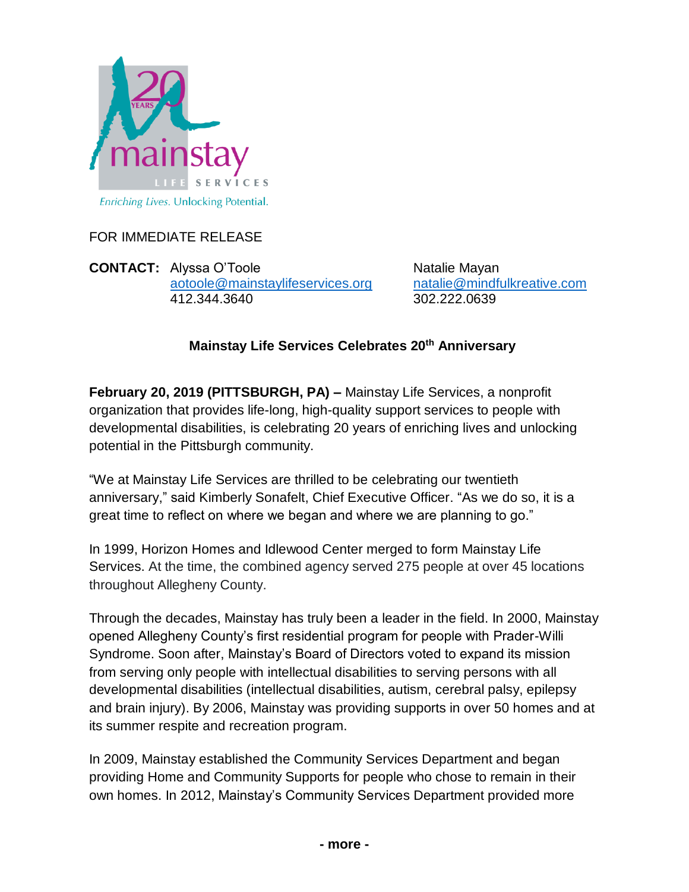20 YEARS

mainstay

LIFE SERVICES

*Enriching Lives. Unlocking Potential.*

FOR IMMEDIATE RELEASE

**CONTACT:** Alyssa O'Toole
aotoole@mainstaylifeservices.org
412.344.3640

Natalie Mayan
natalie@mindfulkreative.com
302.222.0639

## Mainstay Life Services Celebrates 20th Anniversary

**February 20, 2019 (PITTSBURGH, PA) –** Mainstay Life Services, a nonprofit organization that provides life-long, high-quality support services to people with developmental disabilities, is celebrating 20 years of enriching lives and unlocking potential in the Pittsburgh community.

"We at Mainstay Life Services are thrilled to be celebrating our twentieth anniversary," said Kimberly Sonafelt, Chief Executive Officer. "As we do so, it is a great time to reflect on where we began and where we are planning to go."

In 1999, Horizon Homes and Idlewood Center merged to form Mainstay Life Services. At the time, the combined agency served 275 people at over 45 locations throughout Allegheny County.

Through the decades, Mainstay has truly been a leader in the field. In 2000, Mainstay opened Allegheny County's first residential program for people with Prader-Willi Syndrome. Soon after, Mainstay's Board of Directors voted to expand its mission from serving only people with intellectual disabilities to serving persons with all developmental disabilities (intellectual disabilities, autism, cerebral palsy, epilepsy and brain injury). By 2006, Mainstay was providing supports in over 50 homes and at its summer respite and recreation program.

In 2009, Mainstay established the Community Services Department and began providing Home and Community Supports for people who chose to remain in their own homes. In 2012, Mainstay's Community Services Department provided more

**- more -**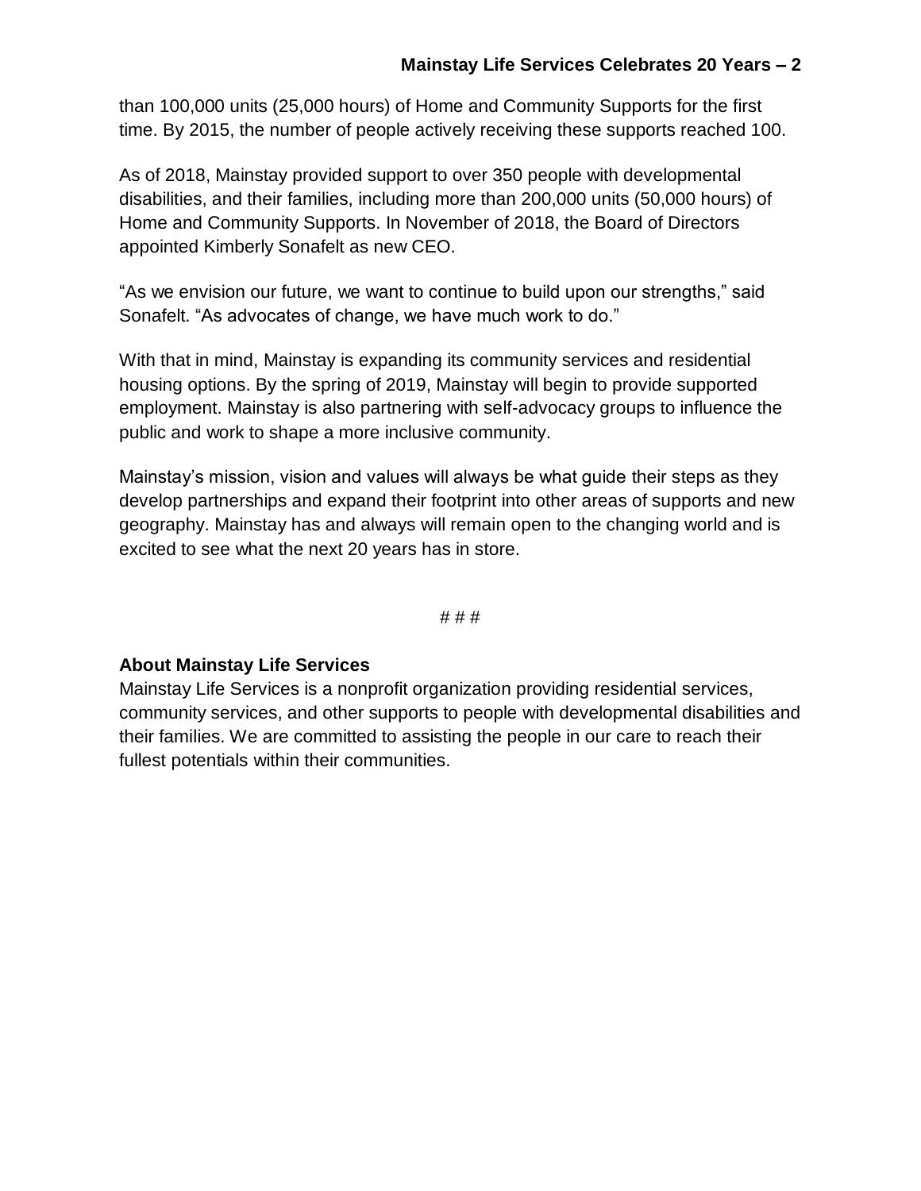than 100,000 units (25,000 hours) of Home and Community Supports for the first time. By 2015, the number of people actively receiving these supports reached 100.

As of 2018, Mainstay provided support to over 350 people with developmental disabilities, and their families, including more than 200,000 units (50,000 hours) of Home and Community Supports. In November of 2018, the Board of Directors appointed Kimberly Sonafelt as new CEO.

"As we envision our future, we want to continue to build upon our strengths," said Sonafelt. "As advocates of change, we have much work to do."

With that in mind, Mainstay is expanding its community services and residential housing options. By the spring of 2019, Mainstay will begin to provide supported employment. Mainstay is also partnering with self-advocacy groups to influence the public and work to shape a more inclusive community.

Mainstay's mission, vision and values will always be what guide their steps as they develop partnerships and expand their footprint into other areas of supports and new geography. Mainstay has and always will remain open to the changing world and is excited to see what the next 20 years has in store.

# # #

**About Mainstay Life Services**

Mainstay Life Services is a nonprofit organization providing residential services, community services, and other supports to people with developmental disabilities and their families. We are committed to assisting the people in our care to reach their fullest potentials within their communities.